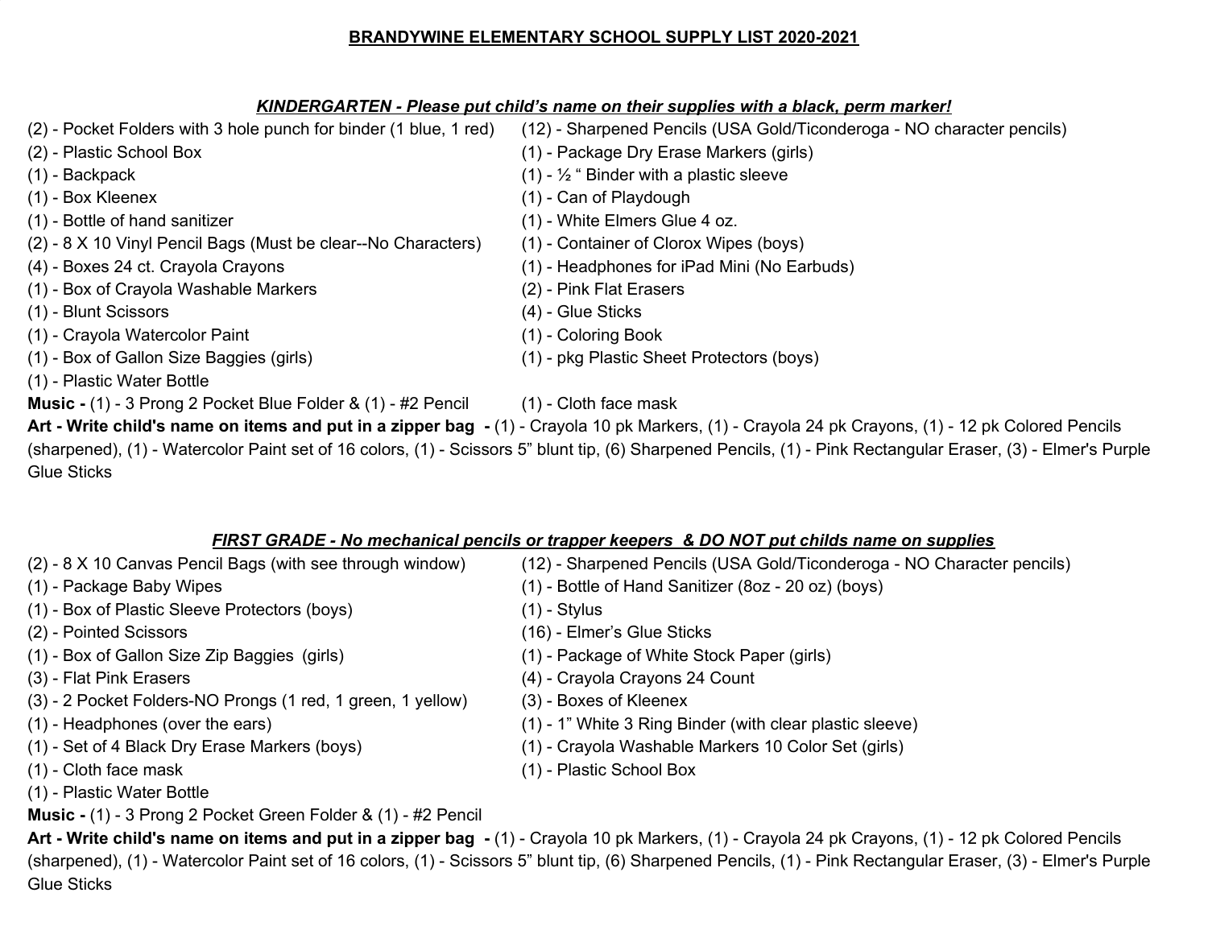# BRANDYWINE ELEMENTARY SCHOOL SUPPLY LIST 2020-2021

## ***KINDERGARTEN - Please put child's name on their supplies with a black, perm marker!***

(2) - Pocket Folders with 3 hole punch for binder (1 blue, 1 red)
(2) - Plastic School Box
(1) - Backpack
(1) - Box Kleenex
(1) - Bottle of hand sanitizer
(2) - 8 X 10 Vinyl Pencil Bags (Must be clear--No Characters)
(4) - Boxes 24 ct. Crayola Crayons
(1) - Box of Crayola Washable Markers
(1) - Blunt Scissors
(1) - Crayola Watercolor Paint
(1) - Box of Gallon Size Baggies (girls)
(1) - Plastic Water Bottle
(12) - Sharpened Pencils (USA Gold/Ticonderoga - NO character pencils)
(1) - Package Dry Erase Markers (girls)
(1) - ½ " Binder with a plastic sleeve
(1) - Can of Playdough
(1) - White Elmers Glue 4 oz.
(1) - Container of Clorox Wipes (boys)
(1) - Headphones for iPad Mini (No Earbuds)
(2) - Pink Flat Erasers
(4) - Glue Sticks
(1) - Coloring Book
(1) - pkg Plastic Sheet Protectors (boys)
(1) - Cloth face mask

**Music -** (1) - 3 Prong 2 Pocket Blue Folder & (1) - #2 Pencil

**Art - Write child's name on items and put in a zipper bag -** (1) - Crayola 10 pk Markers, (1) - Crayola 24 pk Crayons, (1) - 12 pk Colored Pencils (sharpened), (1) - Watercolor Paint set of 16 colors, (1) - Scissors 5" blunt tip, (6) Sharpened Pencils, (1) - Pink Rectangular Eraser, (3) - Elmer's Purple Glue Sticks

## ***FIRST GRADE - No mechanical pencils or trapper keepers & DO NOT put childs name on supplies***

(2) - 8 X 10 Canvas Pencil Bags (with see through window)
(1) - Package Baby Wipes
(1) - Box of Plastic Sleeve Protectors (boys)
(2) - Pointed Scissors
(1) - Box of Gallon Size Zip Baggies (girls)
(3) - Flat Pink Erasers
(3) - 2 Pocket Folders-NO Prongs (1 red, 1 green, 1 yellow)
(1) - Headphones (over the ears)
(1) - Set of 4 Black Dry Erase Markers (boys)
(1) - Cloth face mask
(1) - Plastic Water Bottle
(12) - Sharpened Pencils (USA Gold/Ticonderoga - NO Character pencils)
(1) - Bottle of Hand Sanitizer (8oz - 20 oz) (boys)
(1) - Stylus
(16) - Elmer's Glue Sticks
(1) - Package of White Stock Paper (girls)
(4) - Crayola Crayons 24 Count
(3) - Boxes of Kleenex
(1) - 1" White 3 Ring Binder (with clear plastic sleeve)
(1) - Crayola Washable Markers 10 Color Set (girls)
(1) - Plastic School Box

**Music -** (1) - 3 Prong 2 Pocket Green Folder & (1) - #2 Pencil

**Art - Write child's name on items and put in a zipper bag -** (1) - Crayola 10 pk Markers, (1) - Crayola 24 pk Crayons, (1) - 12 pk Colored Pencils (sharpened), (1) - Watercolor Paint set of 16 colors, (1) - Scissors 5" blunt tip, (6) Sharpened Pencils, (1) - Pink Rectangular Eraser, (3) - Elmer's Purple Glue Sticks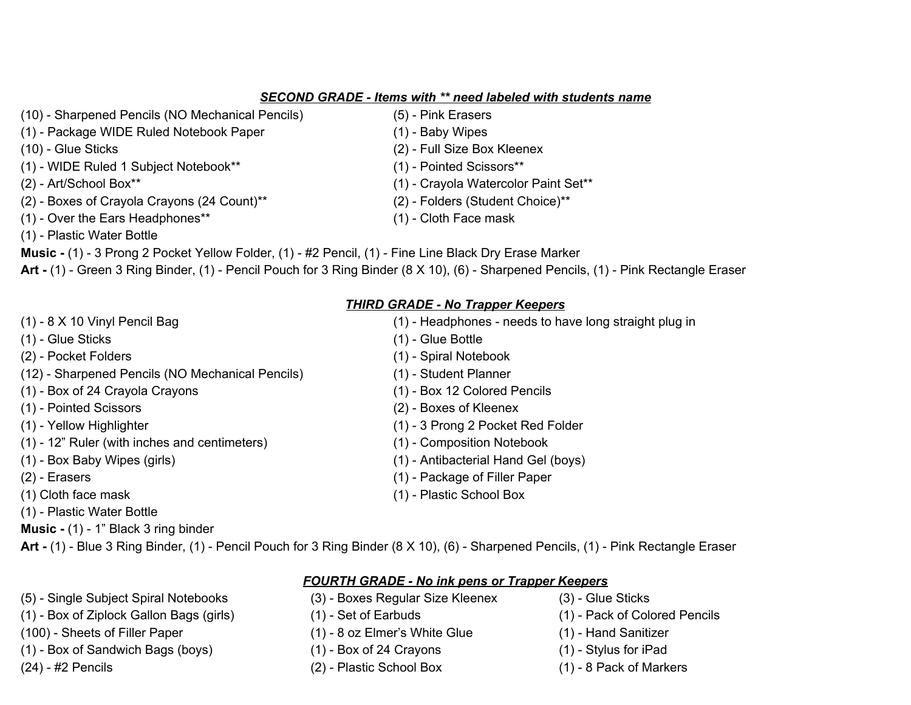### ***SECOND GRADE - Items with ** need labeled with students name***

- (10) - Sharpened Pencils (NO Mechanical Pencils)
- (1) - Package WIDE Ruled Notebook Paper
- (10) - Glue Sticks
- (1) - WIDE Ruled 1 Subject Notebook**
- (2) - Art/School Box**
- (2) - Boxes of Crayola Crayons (24 Count)**
- (1) - Over the Ears Headphones**
- (1) - Plastic Water Bottle
- (5) - Pink Erasers
- (1) - Baby Wipes
- (2) - Full Size Box Kleenex
- (1) - Pointed Scissors**
- (1) - Crayola Watercolor Paint Set**
- (2) - Folders (Student Choice)**
- (1) - Cloth Face mask

**Music -** (1) - 3 Prong 2 Pocket Yellow Folder, (1) - #2 Pencil, (1) - Fine Line Black Dry Erase Marker

**Art -** (1) - Green 3 Ring Binder, (1) - Pencil Pouch for 3 Ring Binder (8 X 10), (6) - Sharpened Pencils, (1) - Pink Rectangle Eraser

### ***THIRD GRADE - No Trapper Keepers***

- (1) - 8 X 10 Vinyl Pencil Bag
- (1) - Glue Sticks
- (2) - Pocket Folders
- (12) - Sharpened Pencils (NO Mechanical Pencils)
- (1) - Box of 24 Crayola Crayons
- (1) - Pointed Scissors
- (1) - Yellow Highlighter
- (1) - 12" Ruler (with inches and centimeters)
- (1) - Box Baby Wipes (girls)
- (2) - Erasers
- (1) Cloth face mask
- (1) - Plastic Water Bottle
- (1) - Headphones - needs to have long straight plug in
- (1) - Glue Bottle
- (1) - Spiral Notebook
- (1) - Student Planner
- (1) - Box 12 Colored Pencils
- (2) - Boxes of Kleenex
- (1) - 3 Prong 2 Pocket Red Folder
- (1) - Composition Notebook
- (1) - Antibacterial Hand Gel (boys)
- (1) - Package of Filler Paper
- (1) - Plastic School Box

**Music -** (1) - 1" Black 3 ring binder

**Art -** (1) - Blue 3 Ring Binder, (1) - Pencil Pouch for 3 Ring Binder (8 X 10), (6) - Sharpened Pencils, (1) - Pink Rectangle Eraser

### ***FOURTH GRADE - No ink pens or Trapper Keepers***

- (5) - Single Subject Spiral Notebooks
- (1) - Box of Ziplock Gallon Bags (girls)
- (100) - Sheets of Filler Paper
- (1) - Box of Sandwich Bags (boys)
- (24) - #2 Pencils
- (3) - Boxes Regular Size Kleenex
- (1) - Set of Earbuds
- (1) - 8 oz Elmer's White Glue
- (1) - Box of 24 Crayons
- (2) - Plastic School Box
- (3) - Glue Sticks
- (1) - Pack of Colored Pencils
- (1) - Hand Sanitizer
- (1) - Stylus for iPad
- (1) - 8 Pack of Markers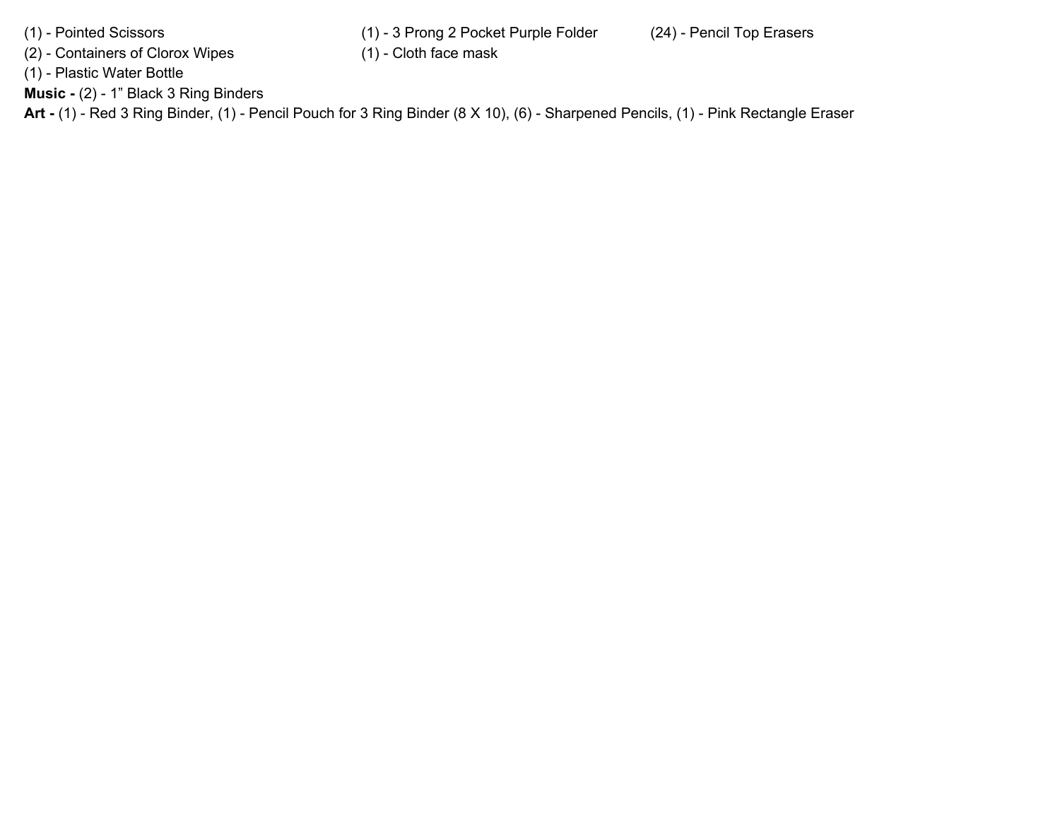(1) - Pointed Scissors

(2) - Containers of Clorox Wipes

(1) - Plastic Water Bottle

(1) - 3 Prong 2 Pocket Purple Folder

(1) - Cloth face mask

(24) - Pencil Top Erasers

**Music -** (2) - 1" Black 3 Ring Binders

**Art -** (1) - Red 3 Ring Binder, (1) - Pencil Pouch for 3 Ring Binder (8 X 10), (6) - Sharpened Pencils, (1) - Pink Rectangle Eraser